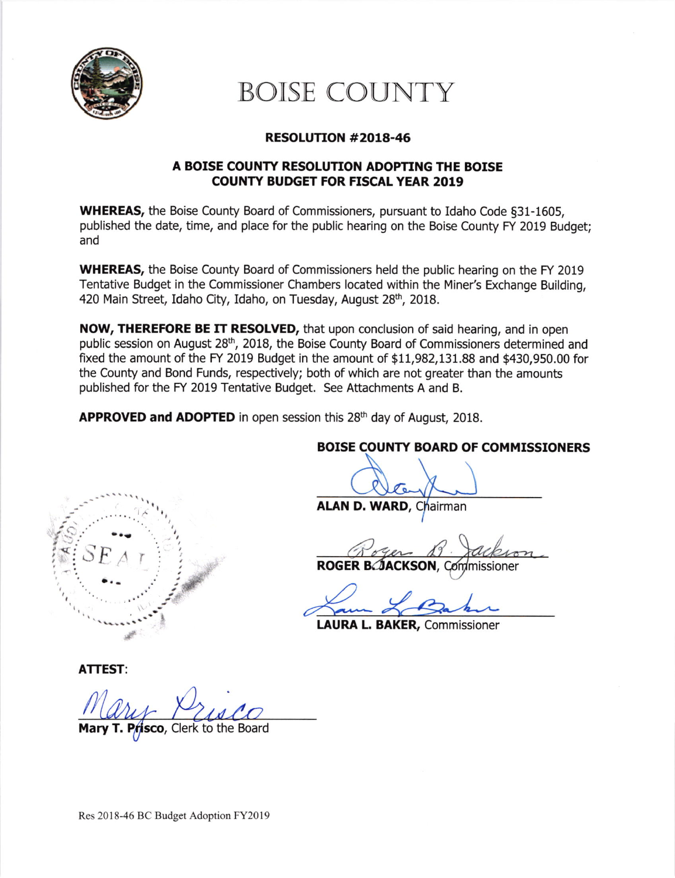# BOISE COUNTY

## RESOLUTION #2018-46

### A BOISE COUNTY RESOLUTION ADOPTING THE BOISE COUNTY BUDGET FOR FISCAL YEAR 2019

**WHEREAS,** the Boise County Board of Commissioners, pursuant to Idaho Code §31-1605, published the date, time, and place for the public hearing on the Boise County FY 2019 Budget; and

**WHEREAS,** the Boise County Board of Commissioners held the public hearing on the FY 2019 Tentative Budget in the Commissioner Chambers located within the Miner's Exchange Building, 420 Main Street, Idaho City, Idaho, on Tuesday, August 28th, 2018.

**NOW, THEREFORE BE IT RESOLVED,** that upon conclusion of said hearing, and in open public session on August 28th, 2018, the Boise County Board of Commissioners determined and fixed the amount of the FY 2019 Budget in the amount of $11,982,131.88 and $430,950.00 for the County and Bond Funds, respectively; both of which are not greater than the amounts published for the FY 2019 Tentative Budget. See Attachments A and B.

**APPROVED and ADOPTED** in open session this 28th day of August, 2018.

**BOISE COUNTY BOARD OF COMMISSIONERS**

**ALAN D. WARD,** Chairman

**ROGER B. JACKSON,** Commissioner

**LAURA L. BAKER,** Commissioner

SEAL

**ATTEST:**

**Mary T. Prisco,** Clerk to the Board

Res 2018-46 BC Budget Adoption FY2019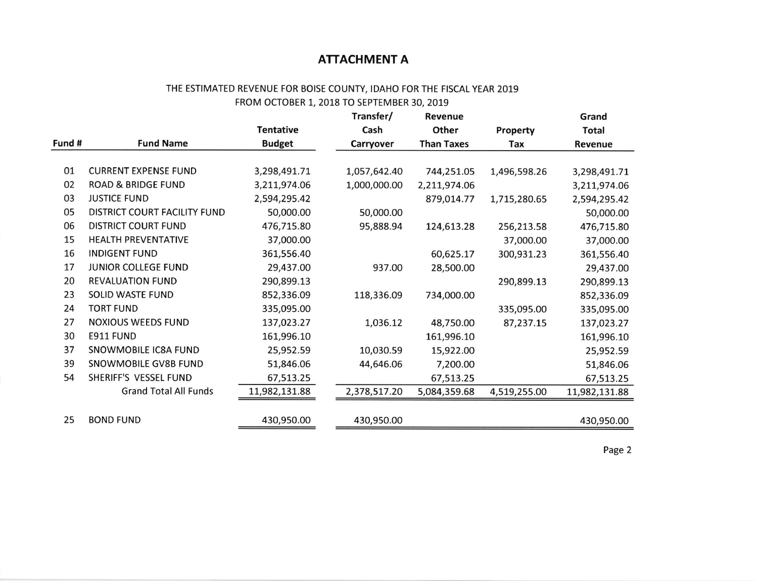# ATTACHMENT A

THE ESTIMATED REVENUE FOR BOISE COUNTY, IDAHO FOR THE FISCAL YEAR 2019
FROM OCTOBER 1, 2018 TO SEPTEMBER 30, 2019

| Fund # | Fund Name | Tentative Budget | Transfer/ Cash Carryover | Revenue Other Than Taxes | Property Tax | Grand Total Revenue |
|---|---|---|---|---|---|---|
| 01 | CURRENT EXPENSE FUND | 3,298,491.71 | 1,057,642.40 | 744,251.05 | 1,496,598.26 | 3,298,491.71 |
| 02 | ROAD & BRIDGE FUND | 3,211,974.06 | 1,000,000.00 | 2,211,974.06 | | 3,211,974.06 |
| 03 | JUSTICE FUND | 2,594,295.42 | | 879,014.77 | 1,715,280.65 | 2,594,295.42 |
| 05 | DISTRICT COURT FACILITY FUND | 50,000.00 | 50,000.00 | | | 50,000.00 |
| 06 | DISTRICT COURT FUND | 476,715.80 | 95,888.94 | 124,613.28 | 256,213.58 | 476,715.80 |
| 15 | HEALTH PREVENTATIVE | 37,000.00 | | | 37,000.00 | 37,000.00 |
| 16 | INDIGENT FUND | 361,556.40 | | 60,625.17 | 300,931.23 | 361,556.40 |
| 17 | JUNIOR COLLEGE FUND | 29,437.00 | 937.00 | 28,500.00 | | 29,437.00 |
| 20 | REVALUATION FUND | 290,899.13 | | | 290,899.13 | 290,899.13 |
| 23 | SOLID WASTE FUND | 852,336.09 | 118,336.09 | 734,000.00 | | 852,336.09 |
| 24 | TORT FUND | 335,095.00 | | | 335,095.00 | 335,095.00 |
| 27 | NOXIOUS WEEDS FUND | 137,023.27 | 1,036.12 | 48,750.00 | 87,237.15 | 137,023.27 |
| 30 | E911 FUND | 161,996.10 | | 161,996.10 | | 161,996.10 |
| 37 | SNOWMOBILE IC8A FUND | 25,952.59 | 10,030.59 | 15,922.00 | | 25,952.59 |
| 39 | SNOWMOBILE GV8B FUND | 51,846.06 | 44,646.06 | 7,200.00 | | 51,846.06 |
| 54 | SHERIFF'S VESSEL FUND | 67,513.25 | | 67,513.25 | | 67,513.25 |
| | Grand Total All Funds | 11,982,131.88 | 2,378,517.20 | 5,084,359.68 | 4,519,255.00 | 11,982,131.88 |
| | | | | | | |
| 25 | BOND FUND | 430,950.00 | 430,950.00 | | | 430,950.00 |